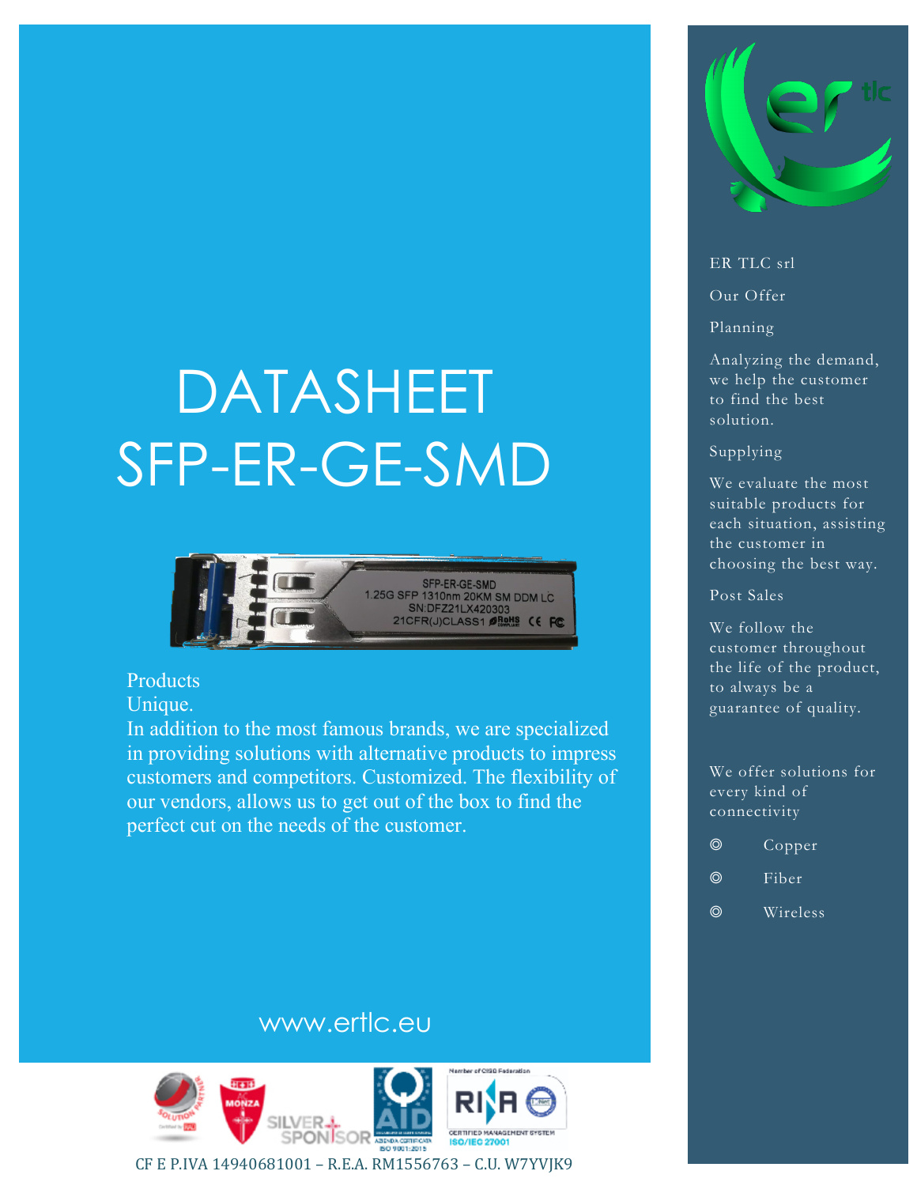# DATASHEET SFP-ER-GE-SMD

Products

Unique.

In addition to the most famous brands, we are specialized in providing solutions with alternative products to impress customers and competitors. Customized. The flexibility of our vendors, allows us to get out of the box to find the perfect cut on the needs of the customer.

www.ertlc.eu

ER TLC srl

Our Offer

Planning

Analyzing the demand, we help the customer to find the best solution.

Supplying

We evaluate the most suitable products for each situation, assisting the customer in choosing the best way.

Post Sales

We follow the customer throughout the life of the product, to always be a guarantee of quality.

We offer solutions for every kind of connectivity

- Copper
- Fiber
- Wireless

CF E P.IVA 14940681001 – R.E.A. RM1556763 – C.U. W7YVJK9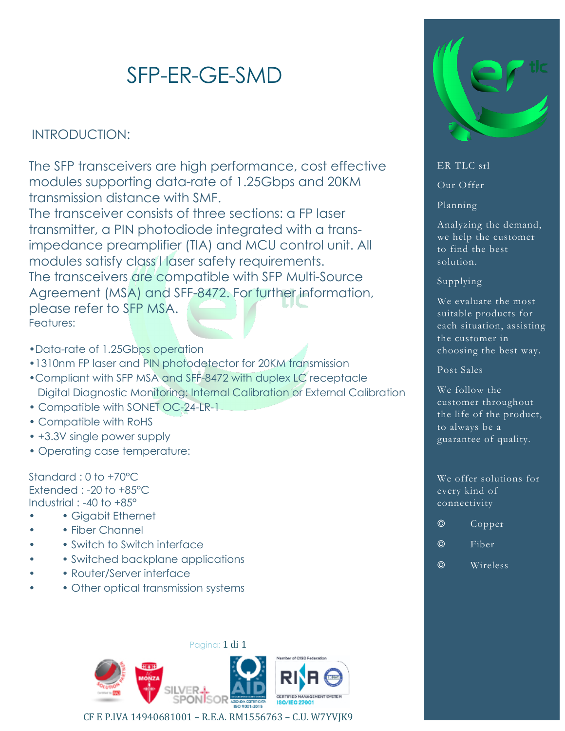# SFP-ER-GE-SMD

## INTRODUCTION:

The SFP transceivers are high performance, cost effective modules supporting data-rate of 1.25Gbps and 20KM transmission distance with SMF.
The transceiver consists of three sections: a FP laser transmitter, a PIN photodiode integrated with a trans-impedance preamplifier (TIA) and MCU control unit. All modules satisfy class I laser safety requirements.
The transceivers are compatible with SFP Multi-Source Agreement (MSA) and SFF-8472. For further information, please refer to SFP MSA.

Features:

- Data-rate of 1.25Gbps operation
- 1310nm FP laser and PIN photodetector for 20KM transmission
- Compliant with SFP MSA and SFF-8472 with duplex LC receptacle
  Digital Diagnostic Monitoring: Internal Calibration or External Calibration
- Compatible with SONET OC-24-LR-1
- Compatible with RoHS
- +3.3V single power supply
- Operating case temperature:

Standard : 0 to +70°C
Extended : -20 to +85°C
Industrial : -40 to +85°

- Gigabit Ethernet
- Fiber Channel
- Switch to Switch interface
- Switched backplane applications
- Router/Server interface
- Other optical transmission systems

ER TLC srl

Our Offer

Planning

Analyzing the demand, we help the customer to find the best solution.

Supplying

We evaluate the most suitable products for each situation, assisting the customer in choosing the best way.

Post Sales

We follow the customer throughout the life of the product, to always be a guarantee of quality.

We offer solutions for every kind of connectivity

- Copper
- Fiber
- Wireless

CF E P.IVA 14940681001 – R.E.A. RM1556763 – C.U. W7YVJK9